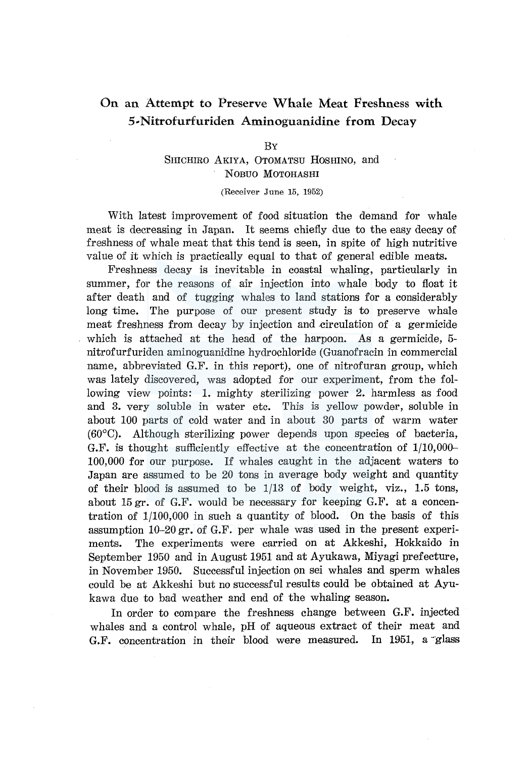# On an Attempt to Preserve Whale Meat Freshness with 5-Nitrofurfuriden Aminoguanidine from Decay

BY

SHICHIRO AKIYA, OTOMATSU HOSHINO, and NOBUO MOTOHASHI

(Receiver June 15, 1952)

With latest improvement of food situation the demand for whale meat is decreasing in Japan. It seems chiefly due to the easy decay of freshness of whale meat that this tend is seen, in spite of high nutritive value of it which is practically equal to that of general edible meats.

Freshness decay is inevitable in coastal whaling, particularly in summer, for the reasons of air injection into whale body to float it after death and of tugging whales to land stations for a considerably long time. The purpose of our present study is to preserve whale meat freshness from decay by injection and circulation of a germicide which is attached at the head of the harpoon. As a germicide, 5-nitrofurfuriden aminoguanidine hydrochloride (Guanofracin in commercial name, abbreviated G.F. in this report), one of nitrofuran group, which was lately discovered, was adopted for our experiment, from the following view points: 1. mighty sterilizing power 2. harmless as food and 3. very soluble in water etc. This is yellow powder, soluble in about 100 parts of cold water and in about 30 parts of warm water (60°C). Although sterilizing power depends upon species of bacteria, G.F. is thought sufficiently effective at the concentration of 1/10,000–100,000 for our purpose. If whales caught in the adjacent waters to Japan are assumed to be 20 tons in average body weight and quantity of their blood is assumed to be 1/13 of body weight, viz., 1.5 tons, about 15 gr. of G.F. would be necessary for keeping G.F. at a concentration of 1/100,000 in such a quantity of blood. On the basis of this assumption 10–20 gr. of G.F. per whale was used in the present experiments. The experiments were carried on at Akkeshi, Hokkaido in September 1950 and in August 1951 and at Ayukawa, Miyagi prefecture, in November 1950. Successful injection on sei whales and sperm whales could be at Akkeshi but no successful results could be obtained at Ayukawa due to bad weather and end of the whaling season.

In order to compare the freshness change between G.F. injected whales and a control whale, pH of aqueous extract of their meat and G.F. concentration in their blood were measured. In 1951, a glass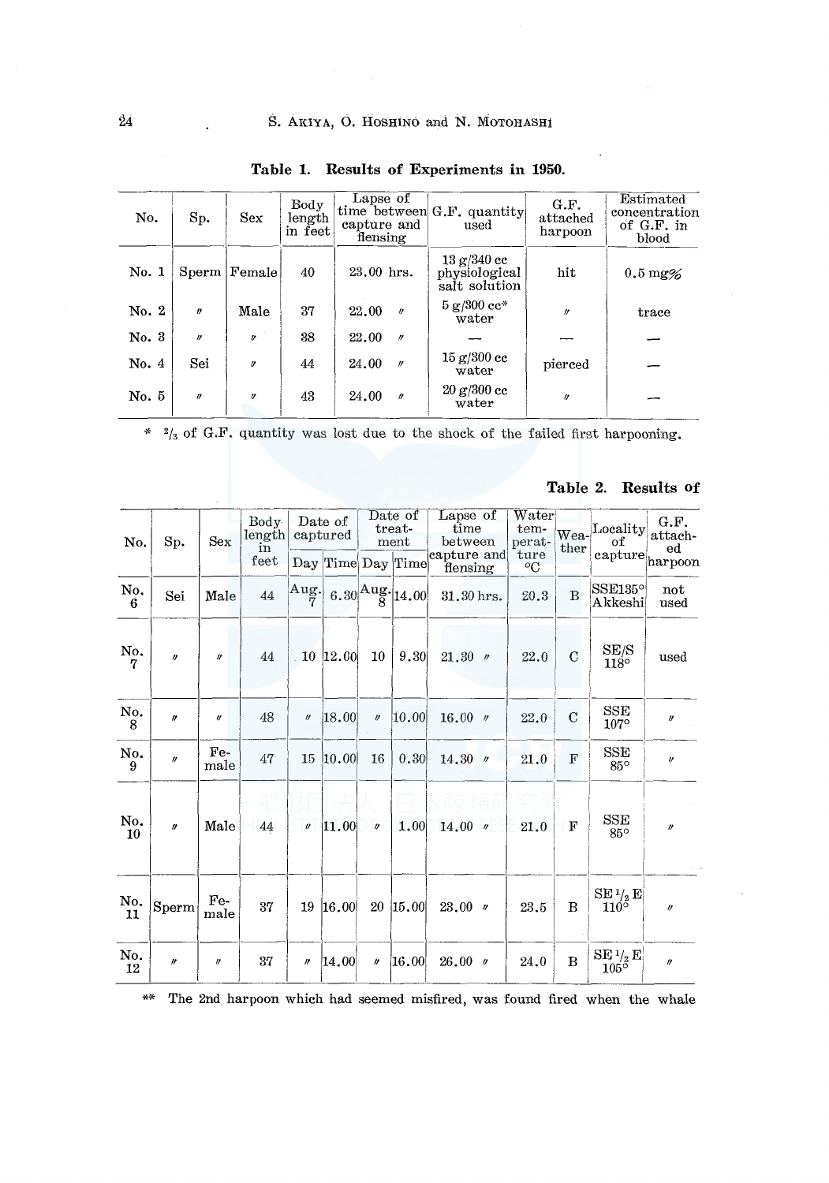**Table 1. Results of Experiments in 1950.**

| No. | Sp. | Sex | Body length in feet | Lapse of time between capture and flensing | G.F. quantity used | G.F. attached harpoon | Estimated concentration of G.F. in blood |
|---|---|---|---|---|---|---|---|
| No. 1 | Sperm | Female | 40 | 23.00 hrs. | 13 g/340 cc physiological salt solution | hit | 0.5 mg% |
| No. 2 | 〃 | Male | 37 | 22.00 〃 | 5 g/300 cc* water | 〃 | trace |
| No. 3 | 〃 | 〃 | 38 | 22.00 〃 | — | — | — |
| No. 4 | Sei | 〃 | 44 | 24.00 〃 | 15 g/300 cc water | pierced | — |
| No. 5 | 〃 | 〃 | 43 | 24.00 〃 | 20 g/300 cc water | 〃 | — |

\* 2/3 of G.F. quantity was lost due to the shock of the failed first harpooning.

**Table 2. Results of**

| No. | Sp. | Sex | Body length in feet | Date of captured | | Date of treatment | | Lapse of time between capture and flensing | Water temperature °C | Weather | Locality of capture | G.F. attached harpoon |
|---|---|---|---|---|---|---|---|---|---|---|---|---|
| | | | | Day | Time | Day | Time | | | | | |
| No. 6 | Sei | Male | 44 | Aug. 7 | 6.30 | Aug. 8 | 14.00 | 31.30 hrs. | 20.3 | B | SSE135° Akkeshi | not used |
| No. 7 | 〃 | 〃 | 44 | 10 | 12.00 | 10 | 9.30 | 21.30 〃 | 22.0 | C | SE/S 118° | used |
| No. 8 | 〃 | 〃 | 48 | 〃 | 18.00 | 〃 | 10.00 | 16.00 〃 | 22.0 | C | SSE 107° | 〃 |
| No. 9 | 〃 | Female | 47 | 15 | 10.00 | 16 | 0.30 | 14.30 〃 | 21.0 | F | SSE 85° | 〃 |
| No. 10 | 〃 | Male | 44 | 〃 | 11.00 | 〃 | 1.00 | 14.00 〃 | 21.0 | F | SSE 85° | 〃 |
| No. 11 | Sperm | Female | 37 | 19 | 16.00 | 20 | 15.00 | 23.00 〃 | 23.5 | B | SE 1/2 E 110° | 〃 |
| No. 12 | 〃 | 〃 | 37 | 〃 | 14.00 | 〃 | 16.00 | 26.00 〃 | 24.0 | B | SE 1/2 E 105° | 〃 |

\*\* The 2nd harpoon which had seemed misfired, was found fired when the whale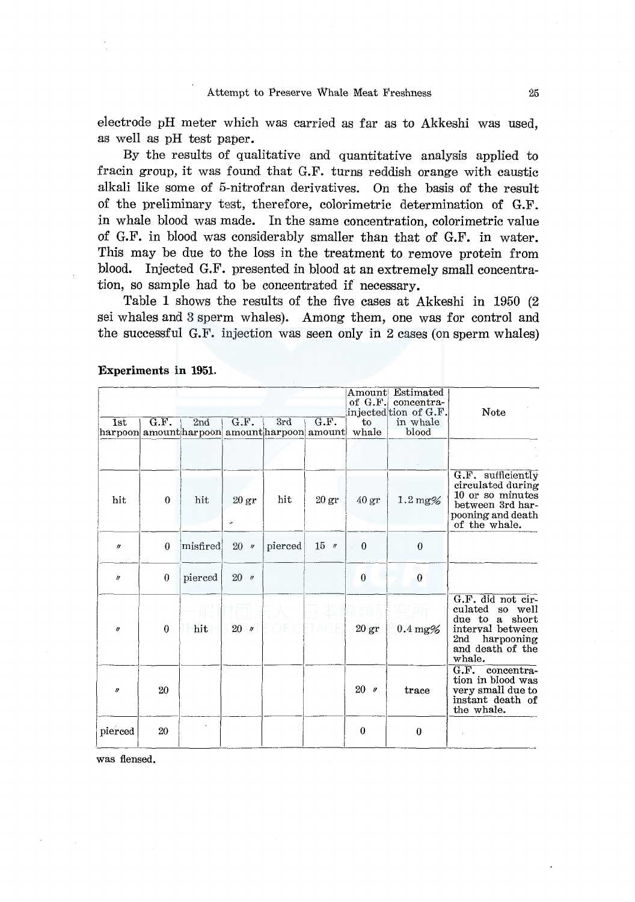electrode pH meter which was carried as far as to Akkeshi was used, as well as pH test paper.

By the results of qualitative and quantitative analysis applied to fracin group, it was found that G.F. turns reddish orange with caustic alkali like some of 5-nitrofran derivatives. On the basis of the result of the preliminary test, therefore, colorimetric determination of G.F. in whale blood was made. In the same concentration, colorimetric value of G.F. in blood was considerably smaller than that of G.F. in water. This may be due to the loss in the treatment to remove protein from blood. Injected G.F. presented in blood at an extremely small concentration, so sample had to be concentrated if necessary.

Table 1 shows the results of the five cases at Akkeshi in 1950 (2 sei whales and 3 sperm whales). Among them, one was for control and the successful G.F. injection was seen only in 2 cases (on sperm whales)

**Experiments in 1951.**

| 1st harpoon | G.F. amount | 2nd harpoon | G.F. amount | 3rd harpoon | G.F. amount | Amount of G.F. injected to whale | Estimated concentration of G.F. in whale blood | Note |
|---|---|---|---|---|---|---|---|---|
| | | | | | | | | |
| hit | 0 | hit | 20 gr | hit | 20 gr | 40 gr | 1.2 mg% | G.F. sufficiently circulated during 10 or so minutes between 3rd harpooning and death of the whale. |
| 〃 | 0 | misfired | 20 〃 | pierced | 15 〃 | 0 | 0 | |
| 〃 | 0 | pierced | 20 〃 | | | 0 | 0 | |
| 〃 | 0 | hit | 20 〃 | | | 20 gr | 0.4 mg% | G.F. did not circulated so well due to a short interval between 2nd harpooning and death of the whale. |
| 〃 | 20 | | | | | 20 〃 | trace | G.F. concentration in blood was very small due to instant death of the whale. |
| pierced | 20 | | | | | 0 | 0 | |

was flensed.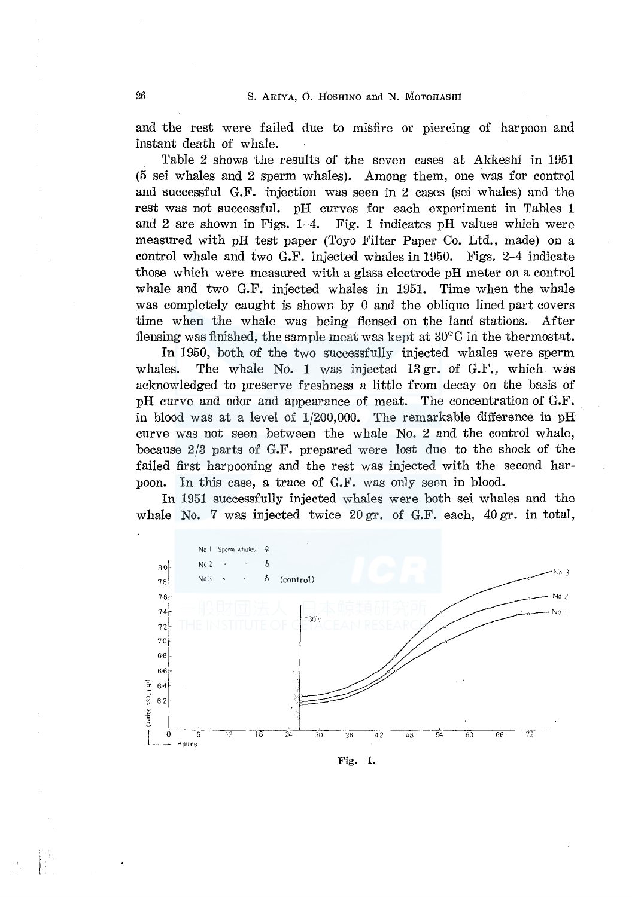and the rest were failed due to misfire or piercing of harpoon and instant death of whale.

Table 2 shows the results of the seven cases at Akkeshi in 1951 (5 sei whales and 2 sperm whales). Among them, one was for control and successful G.F. injection was seen in 2 cases (sei whales) and the rest was not successful. pH curves for each experiment in Tables 1 and 2 are shown in Figs. 1–4. Fig. 1 indicates pH values which were measured with pH test paper (Toyo Filter Paper Co. Ltd., made) on a control whale and two G.F. injected whales in 1950. Figs. 2–4 indicate those which were measured with a glass electrode pH meter on a control whale and two G.F. injected whales in 1951. Time when the whale was completely caught is shown by 0 and the oblique lined part covers time when the whale was being flensed on the land stations. After flensing was finished, the sample meat was kept at 30°C in the thermostat.

In 1950, both of the two successfully injected whales were sperm whales. The whale No. 1 was injected 13 gr. of G.F., which was acknowledged to preserve freshness a little from decay on the basis of pH curve and odor and appearance of meat. The concentration of G.F. in blood was at a level of 1/200,000. The remarkable difference in pH curve was not seen between the whale No. 2 and the control whale, because 2/3 parts of G.F. prepared were lost due to the shock of the failed first harpooning and the rest was injected with the second harpoon. In this case, a trace of G.F. was only seen in blood.

In 1951 successfully injected whales were both sei whales and the whale No. 7 was injected twice 20 gr. of G.F. each, 40 gr. in total,

Fig. 1.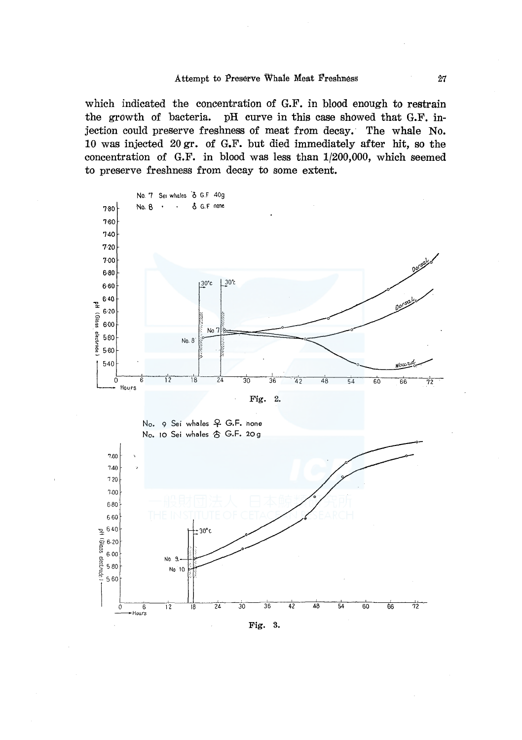which indicated the concentration of G.F. in blood enough to restrain the growth of bacteria. pH curve in this case showed that G.F. injection could preserve freshness of meat from decay. The whale No. 10 was injected 20 gr. of G.F. but died immediately after hit, so the concentration of G.F. in blood was less than 1/200,000, which seemed to preserve freshness from decay to some extent.

Fig. 2.

Fig. 3.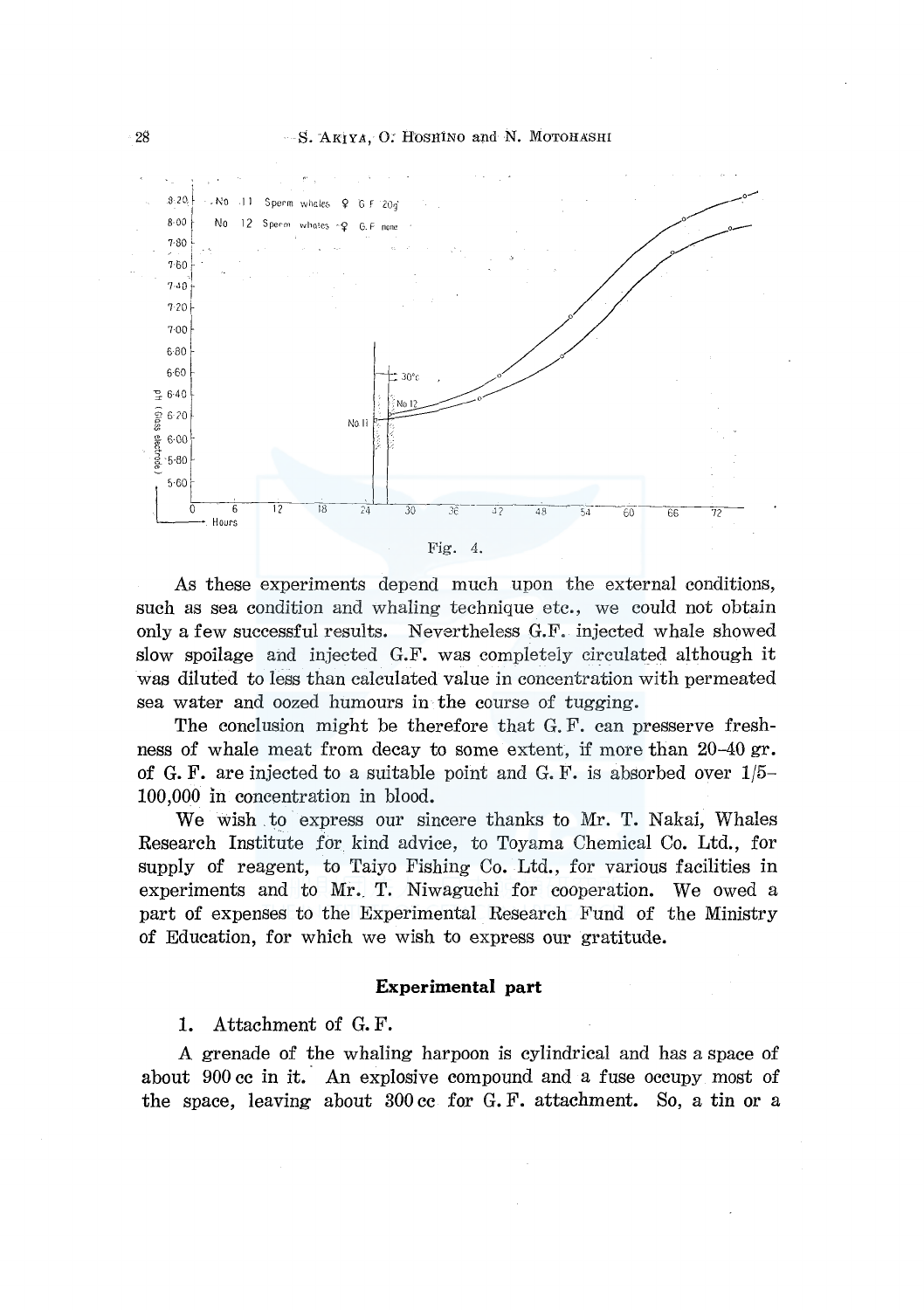Fig. 4.

As these experiments depend much upon the external conditions, such as sea condition and whaling technique etc., we could not obtain only a few successful results. Nevertheless G.F. injected whale showed slow spoilage and injected G.F. was completely circulated although it was diluted to less than calculated value in concentration with permeated sea water and oozed humours in the course of tugging.

The conclusion might be therefore that G. F. can presserve freshness of whale meat from decay to some extent, if more than 20–40 gr. of G. F. are injected to a suitable point and G. F. is absorbed over 1/5–100,000 in concentration in blood.

We wish to express our sincere thanks to Mr. T. Nakai, Whales Research Institute for kind advice, to Toyama Chemical Co. Ltd., for supply of reagent, to Taiyo Fishing Co. Ltd., for various facilities in experiments and to Mr. T. Niwaguchi for cooperation. We owed a part of expenses to the Experimental Research Fund of the Ministry of Education, for which we wish to express our gratitude.

## Experimental part

1. Attachment of G. F.

A grenade of the whaling harpoon is cylindrical and has a space of about 900 cc in it. An explosive compound and a fuse occupy most of the space, leaving about 300 cc for G. F. attachment. So, a tin or a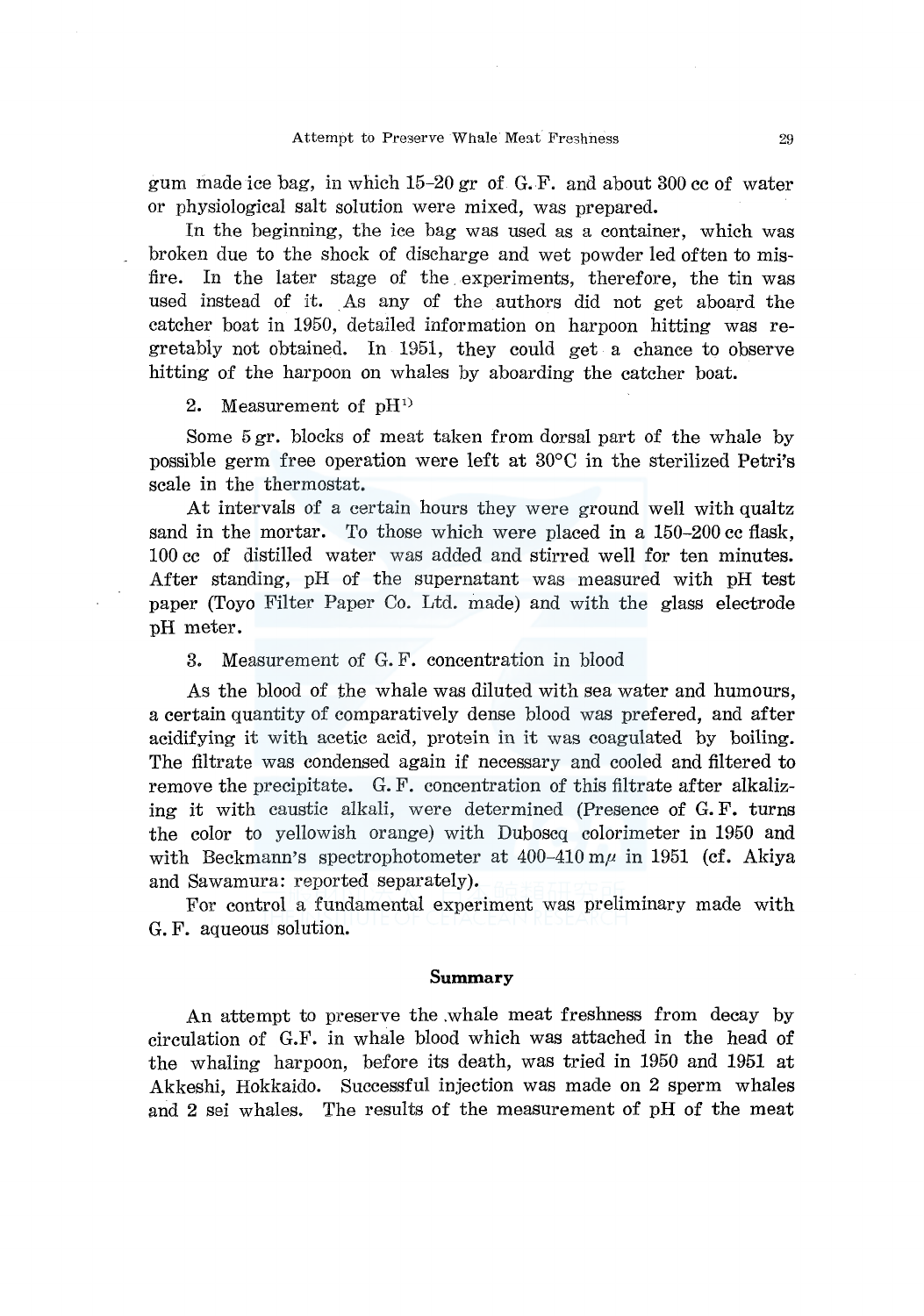gum made ice bag, in which 15–20 gr of G. F. and about 300 cc of water or physiological salt solution were mixed, was prepared.

In the beginning, the ice bag was used as a container, which was broken due to the shock of discharge and wet powder led often to misfire. In the later stage of the experiments, therefore, the tin was used instead of it. As any of the authors did not get aboard the catcher boat in 1950, detailed information on harpoon hitting was regretably not obtained. In 1951, they could get a chance to observe hitting of the harpoon on whales by aboarding the catcher boat.

2. Measurement of pH[1)]

Some 5 gr. blocks of meat taken from dorsal part of the whale by possible germ free operation were left at 30°C in the sterilized Petri's scale in the thermostat.

At intervals of a certain hours they were ground well with qualtz sand in the mortar. To those which were placed in a 150–200 cc flask, 100 cc of distilled water was added and stirred well for ten minutes. After standing, pH of the supernatant was measured with pH test paper (Toyo Filter Paper Co. Ltd. made) and with the glass electrode pH meter.

3. Measurement of G. F. concentration in blood

As the blood of the whale was diluted with sea water and humours, a certain quantity of comparatively dense blood was prefered, and after acidifying it with acetic acid, protein in it was coagulated by boiling. The filtrate was condensed again if necessary and cooled and filtered to remove the precipitate. G. F. concentration of this filtrate after alkalizing it with caustic alkali, were determined (Presence of G. F. turns the color to yellowish orange) with Duboscq colorimeter in 1950 and with Beckmann's spectrophotometer at 400–410 m$\mu$ in 1951 (cf. Akiya and Sawamura: reported separately).

For control a fundamental experiment was preliminary made with G. F. aqueous solution.

## Summary

An attempt to preserve the whale meat freshness from decay by circulation of G.F. in whale blood which was attached in the head of the whaling harpoon, before its death, was tried in 1950 and 1951 at Akkeshi, Hokkaido. Successful injection was made on 2 sperm whales and 2 sei whales. The results of the measurement of pH of the meat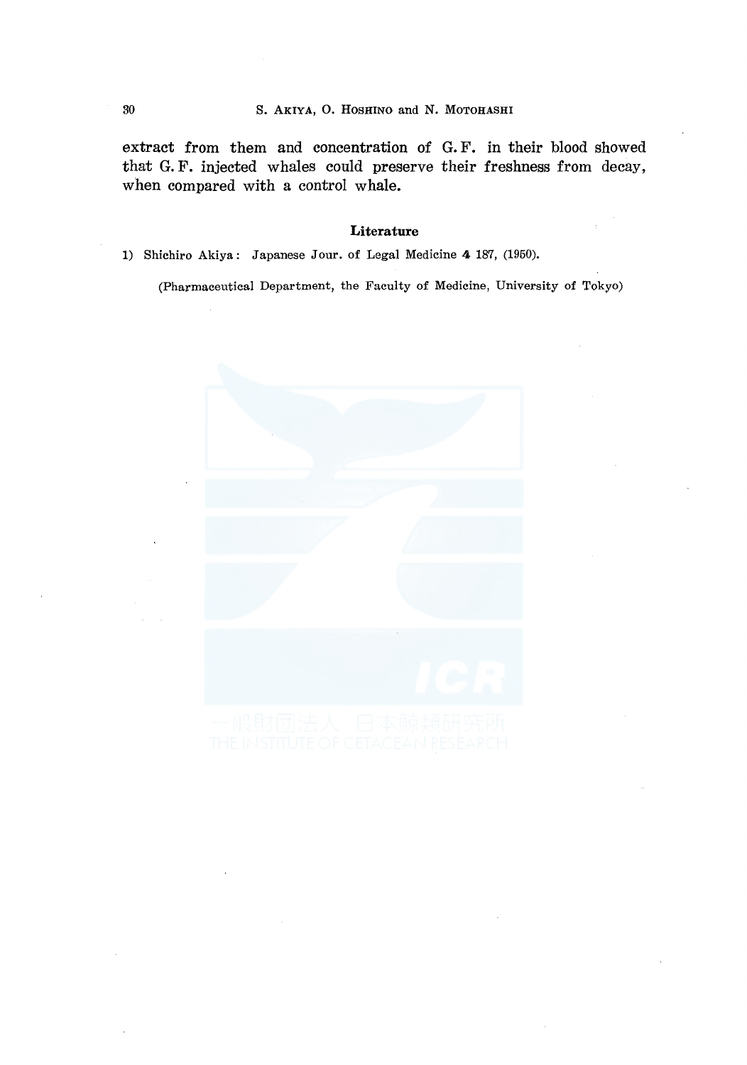extract from them and concentration of G. F. in their blood showed that G. F. injected whales could preserve their freshness from decay, when compared with a control whale.

### Literature

1) Shichiro Akiya: Japanese Jour. of Legal Medicine **4** 187, (1950).

(Pharmaceutical Department, the Faculty of Medicine, University of Tokyo)